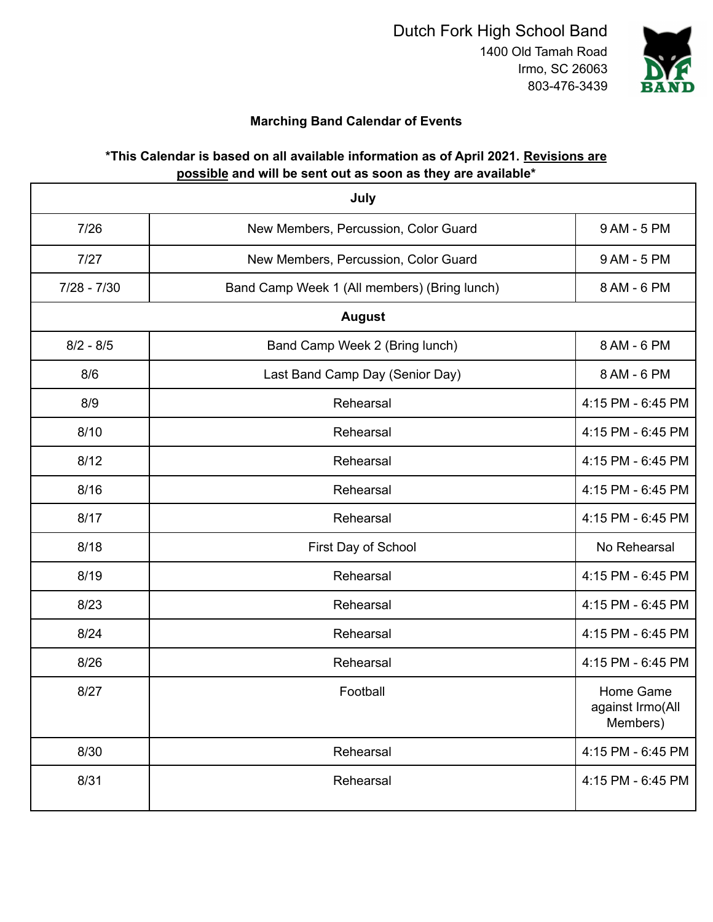Dutch Fork High School Band
1400 Old Tamah Road
Irmo, SC 26063
803-476-3439

**Marching Band Calendar of Events**

***This Calendar is based on all available information as of April 2021. Revisions are possible and will be sent out as soon as they are available***

| | | |
|---|---|---|
| **July** | | |
| 7/26 | New Members, Percussion, Color Guard | 9 AM - 5 PM |
| 7/27 | New Members, Percussion, Color Guard | 9 AM - 5 PM |
| 7/28 - 7/30 | Band Camp Week 1 (All members) (Bring lunch) | 8 AM - 6 PM |
| **August** | | |
| 8/2 - 8/5 | Band Camp Week 2 (Bring lunch) | 8 AM - 6 PM |
| 8/6 | Last Band Camp Day (Senior Day) | 8 AM - 6 PM |
| 8/9 | Rehearsal | 4:15 PM - 6:45 PM |
| 8/10 | Rehearsal | 4:15 PM - 6:45 PM |
| 8/12 | Rehearsal | 4:15 PM - 6:45 PM |
| 8/16 | Rehearsal | 4:15 PM - 6:45 PM |
| 8/17 | Rehearsal | 4:15 PM - 6:45 PM |
| 8/18 | First Day of School | No Rehearsal |
| 8/19 | Rehearsal | 4:15 PM - 6:45 PM |
| 8/23 | Rehearsal | 4:15 PM - 6:45 PM |
| 8/24 | Rehearsal | 4:15 PM - 6:45 PM |
| 8/26 | Rehearsal | 4:15 PM - 6:45 PM |
| 8/27 | Football | Home Game against Irmo(All Members) |
| 8/30 | Rehearsal | 4:15 PM - 6:45 PM |
| 8/31 | Rehearsal | 4:15 PM - 6:45 PM |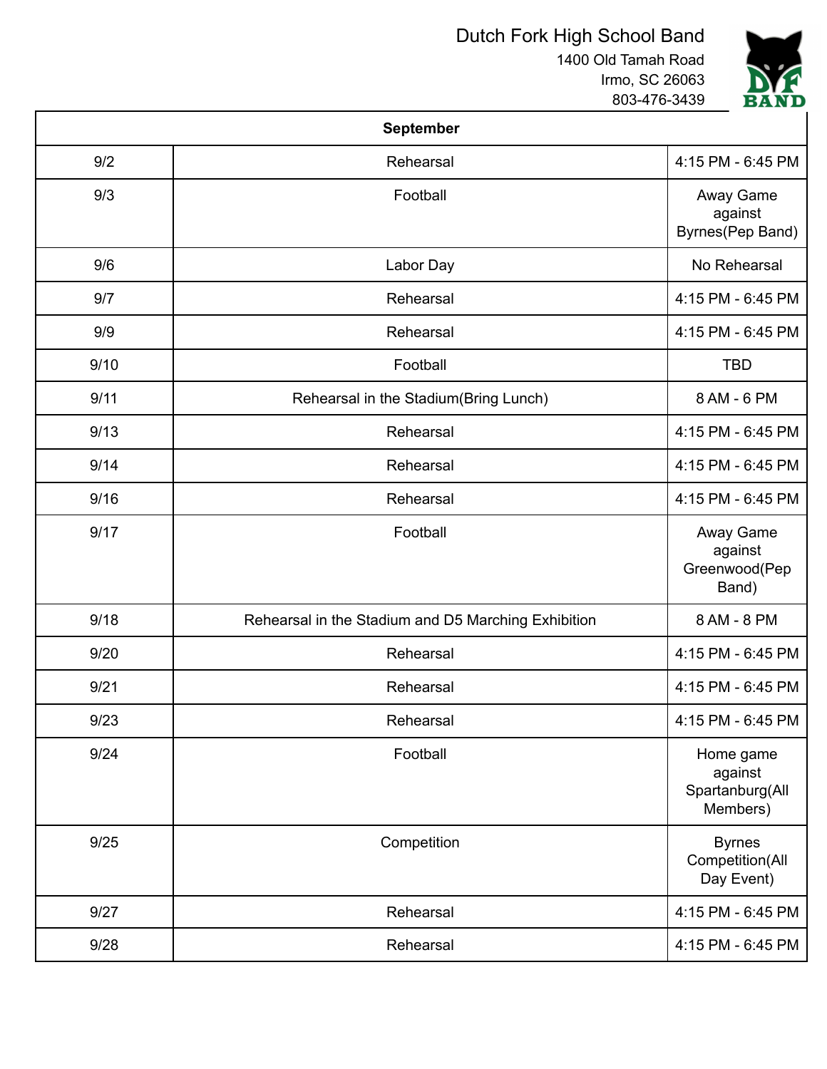Dutch Fork High School Band
1400 Old Tamah Road
Irmo, SC 26063
803-476-3439

| September | | |
|---|---|---|
| 9/2 | Rehearsal | 4:15 PM - 6:45 PM |
| 9/3 | Football | Away Game against Byrnes(Pep Band) |
| 9/6 | Labor Day | No Rehearsal |
| 9/7 | Rehearsal | 4:15 PM - 6:45 PM |
| 9/9 | Rehearsal | 4:15 PM - 6:45 PM |
| 9/10 | Football | TBD |
| 9/11 | Rehearsal in the Stadium(Bring Lunch) | 8 AM - 6 PM |
| 9/13 | Rehearsal | 4:15 PM - 6:45 PM |
| 9/14 | Rehearsal | 4:15 PM - 6:45 PM |
| 9/16 | Rehearsal | 4:15 PM - 6:45 PM |
| 9/17 | Football | Away Game against Greenwood(Pep Band) |
| 9/18 | Rehearsal in the Stadium and D5 Marching Exhibition | 8 AM - 8 PM |
| 9/20 | Rehearsal | 4:15 PM - 6:45 PM |
| 9/21 | Rehearsal | 4:15 PM - 6:45 PM |
| 9/23 | Rehearsal | 4:15 PM - 6:45 PM |
| 9/24 | Football | Home game against Spartanburg(All Members) |
| 9/25 | Competition | Byrnes Competition(All Day Event) |
| 9/27 | Rehearsal | 4:15 PM - 6:45 PM |
| 9/28 | Rehearsal | 4:15 PM - 6:45 PM |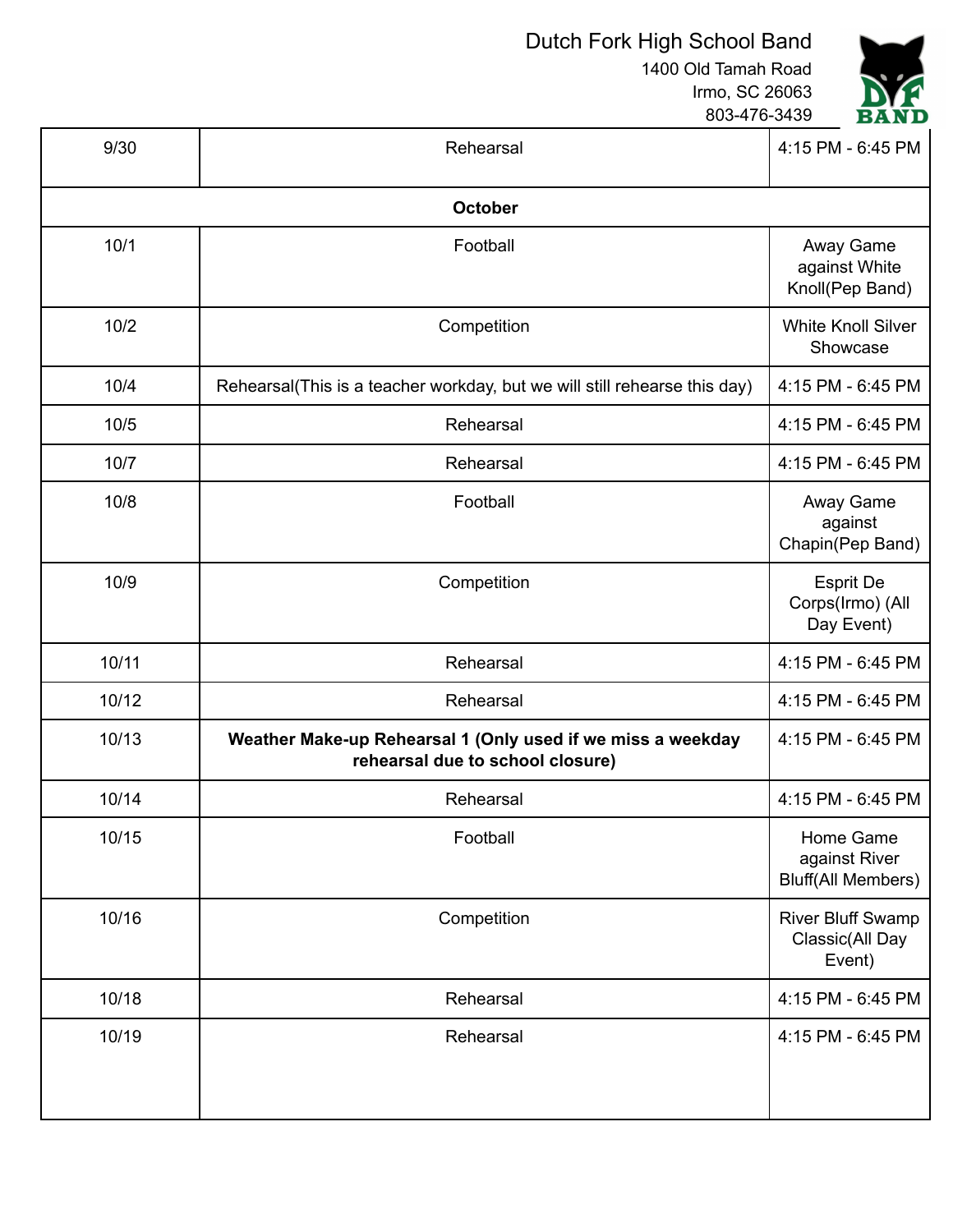Dutch Fork High School Band
1400 Old Tamah Road
Irmo, SC 26063
803-476-3439

| | | |
|---|---|---|
| 9/30 | Rehearsal | 4:15 PM - 6:45 PM |
| **October** | | |
| 10/1 | Football | Away Game against White Knoll(Pep Band) |
| 10/2 | Competition | White Knoll Silver Showcase |
| 10/4 | Rehearsal(This is a teacher workday, but we will still rehearse this day) | 4:15 PM - 6:45 PM |
| 10/5 | Rehearsal | 4:15 PM - 6:45 PM |
| 10/7 | Rehearsal | 4:15 PM - 6:45 PM |
| 10/8 | Football | Away Game against Chapin(Pep Band) |
| 10/9 | Competition | Esprit De Corps(Irmo) (All Day Event) |
| 10/11 | Rehearsal | 4:15 PM - 6:45 PM |
| 10/12 | Rehearsal | 4:15 PM - 6:45 PM |
| 10/13 | **Weather Make-up Rehearsal 1 (Only used if we miss a weekday rehearsal due to school closure)** | 4:15 PM - 6:45 PM |
| 10/14 | Rehearsal | 4:15 PM - 6:45 PM |
| 10/15 | Football | Home Game against River Bluff(All Members) |
| 10/16 | Competition | River Bluff Swamp Classic(All Day Event) |
| 10/18 | Rehearsal | 4:15 PM - 6:45 PM |
| 10/19 | Rehearsal | 4:15 PM - 6:45 PM |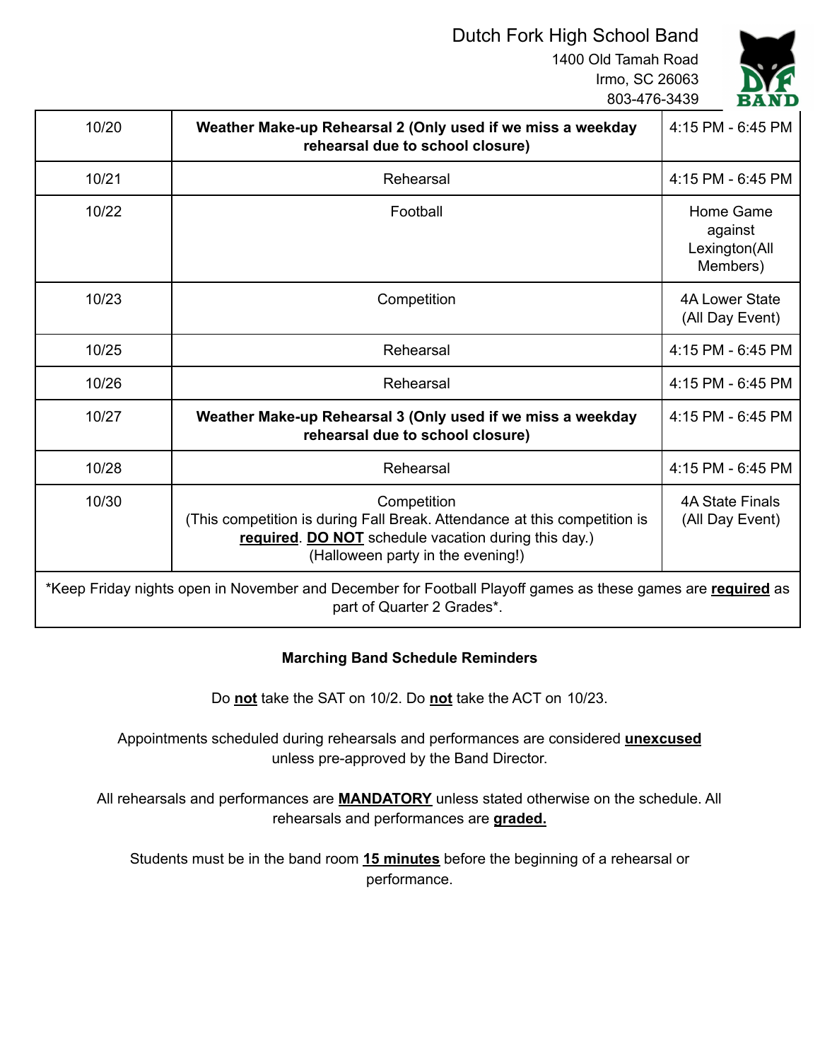Dutch Fork High School Band
1400 Old Tamah Road
Irmo, SC 26063
803-476-3439

| | | |
|---|---|---|
| 10/20 | **Weather Make-up Rehearsal 2 (Only used if we miss a weekday rehearsal due to school closure)** | 4:15 PM - 6:45 PM |
| 10/21 | Rehearsal | 4:15 PM - 6:45 PM |
| 10/22 | Football | Home Game against Lexington(All Members) |
| 10/23 | Competition | 4A Lower State (All Day Event) |
| 10/25 | Rehearsal | 4:15 PM - 6:45 PM |
| 10/26 | Rehearsal | 4:15 PM - 6:45 PM |
| 10/27 | **Weather Make-up Rehearsal 3 (Only used if we miss a weekday rehearsal due to school closure)** | 4:15 PM - 6:45 PM |
| 10/28 | Rehearsal | 4:15 PM - 6:45 PM |
| 10/30 | Competition (This competition is during Fall Break. Attendance at this competition is **required**. **DO NOT** schedule vacation during this day.) (Halloween party in the evening!) | 4A State Finals (All Day Event) |
| *Keep Friday nights open in November and December for Football Playoff games as these games are **required** as part of Quarter 2 Grades*. | | |

**Marching Band Schedule Reminders**

Do **not** take the SAT on 10/2. Do **not** take the ACT on 10/23.

Appointments scheduled during rehearsals and performances are considered **unexcused** unless pre-approved by the Band Director.

All rehearsals and performances are **MANDATORY** unless stated otherwise on the schedule. All rehearsals and performances are **graded.**

Students must be in the band room **15 minutes** before the beginning of a rehearsal or performance.